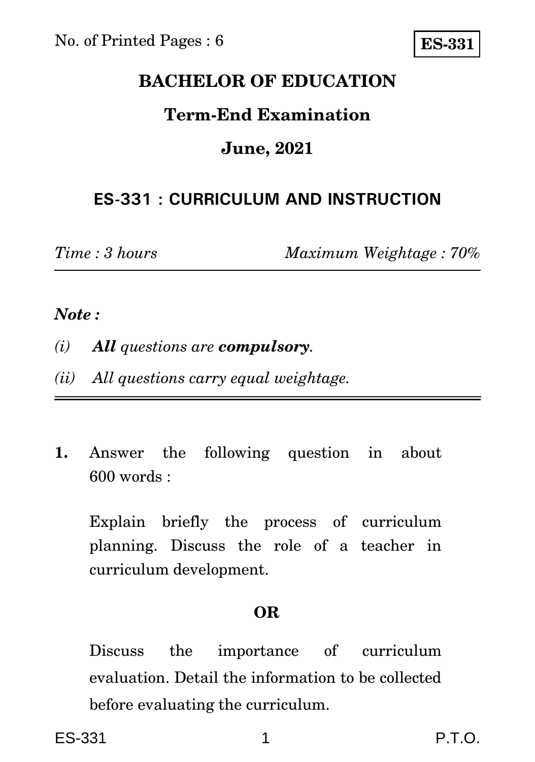**ES-331**

# BACHELOR OF EDUCATION

## Term-End Examination

## June, 2021

### ES-331 : CURRICULUM AND INSTRUCTION

*Time : 3 hours* *Maximum Weightage : 70%*

---

***Note :***

*(i)* ***All*** *questions are* ***compulsory****.*

*(ii) All questions carry equal weightage.*

---

**1.** Answer the following question in about 600 words :

Explain briefly the process of curriculum planning. Discuss the role of a teacher in curriculum development.

**OR**

Discuss the importance of curriculum evaluation. Detail the information to be collected before evaluating the curriculum.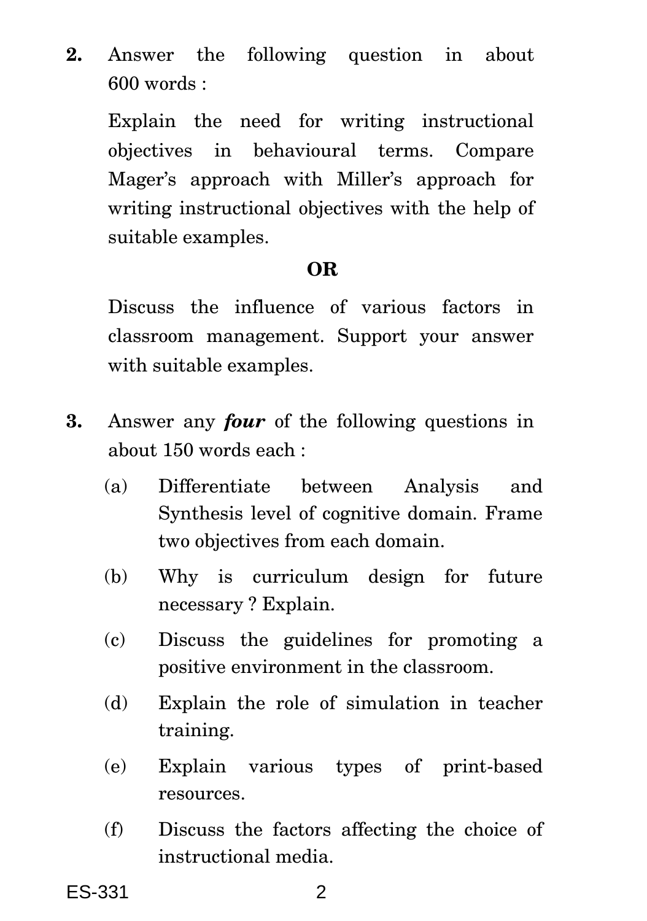**2.** Answer the following question in about 600 words :

Explain the need for writing instructional objectives in behavioural terms. Compare Mager's approach with Miller's approach for writing instructional objectives with the help of suitable examples.

**OR**

Discuss the influence of various factors in classroom management. Support your answer with suitable examples.

**3.** Answer any ***four*** of the following questions in about 150 words each :

(a) Differentiate between Analysis and Synthesis level of cognitive domain. Frame two objectives from each domain.

(b) Why is curriculum design for future necessary ? Explain.

(c) Discuss the guidelines for promoting a positive environment in the classroom.

(d) Explain the role of simulation in teacher training.

(e) Explain various types of print-based resources.

(f) Discuss the factors affecting the choice of instructional media.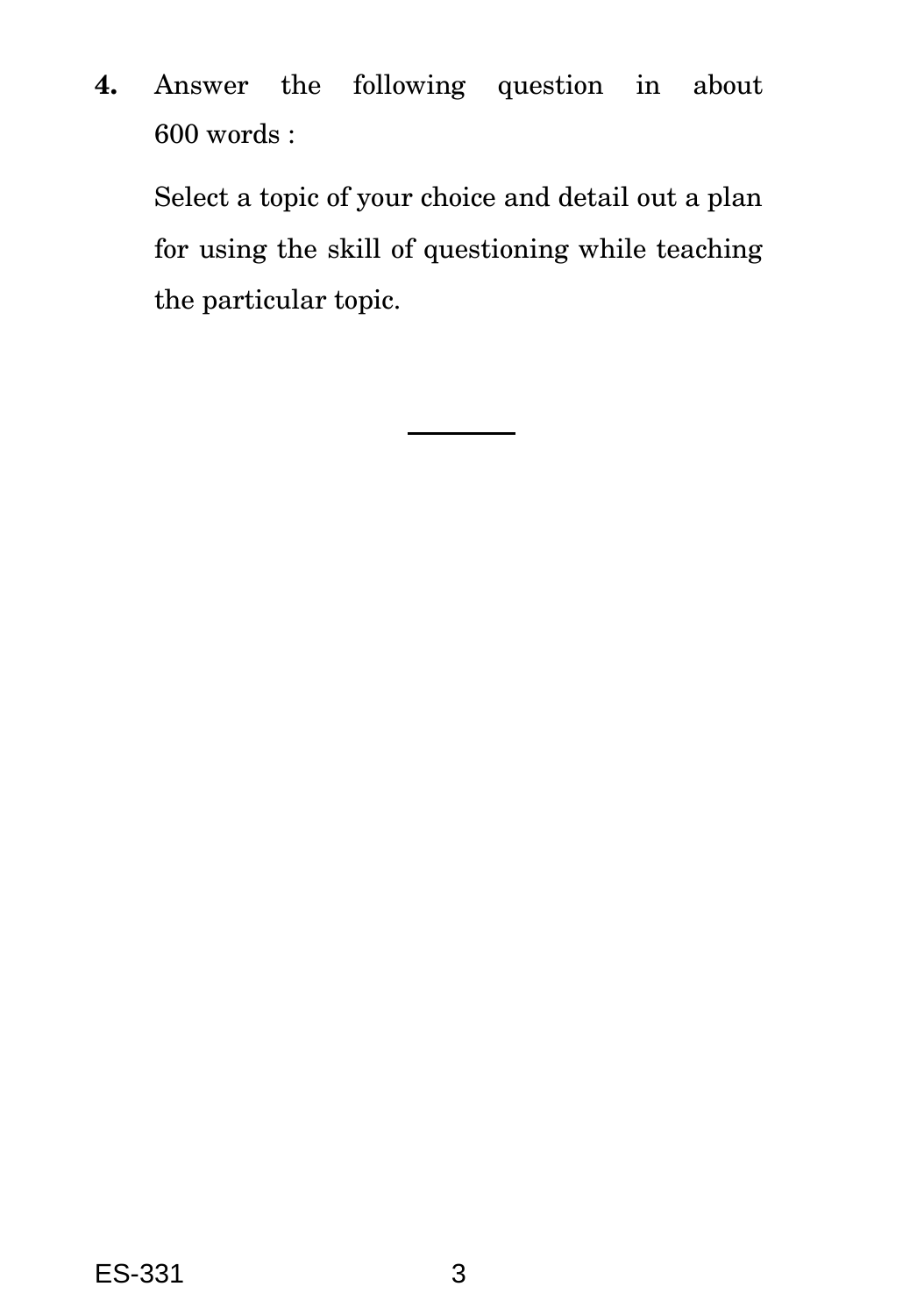**4.** Answer the following question in about 600 words :

Select a topic of your choice and detail out a plan for using the skill of questioning while teaching the particular topic.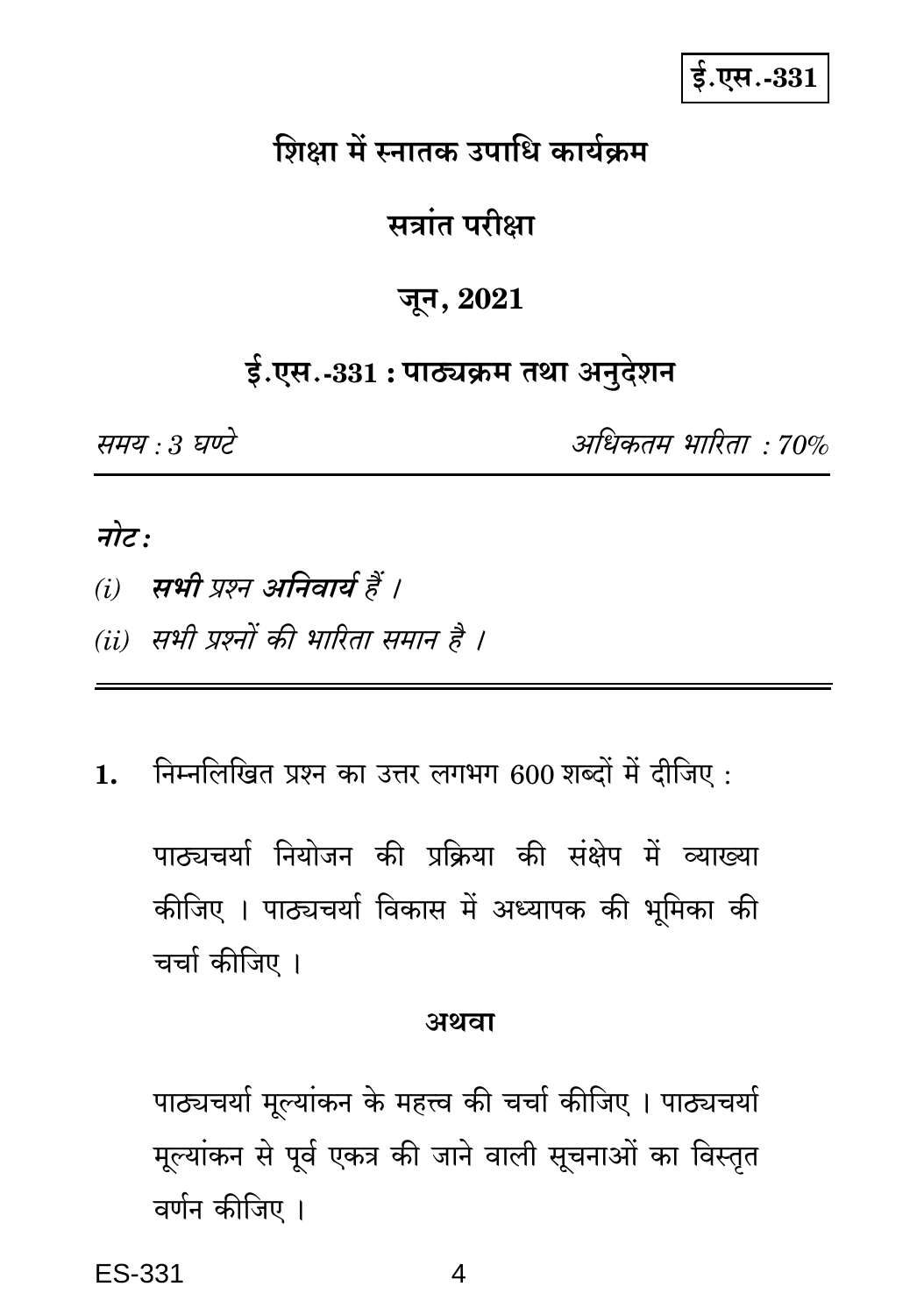ई.एस.-331

# शिक्षा में स्नातक उपाधि कार्यक्रम

## सत्रांत परीक्षा

## जून, 2021

## ई.एस.-331 : पाठ्यक्रम तथा अनुदेशन

*समय : 3 घण्टे* | *अधिकतम भारिता : 70%*

---

***नोट :***

*(i)* ***सभी*** *प्रश्न* ***अनिवार्य*** *हैं ।*

*(ii) सभी प्रश्नों की भारिता समान है ।*

---

**1.** निम्नलिखित प्रश्न का उत्तर लगभग 600 शब्दों में दीजिए :

पाठ्यचर्या नियोजन की प्रक्रिया की संक्षेप में व्याख्या कीजिए । पाठ्यचर्या विकास में अध्यापक की भूमिका की चर्चा कीजिए ।

**अथवा**

पाठ्यचर्या मूल्यांकन के महत्त्व की चर्चा कीजिए । पाठ्यचर्या मूल्यांकन से पूर्व एकत्र की जाने वाली सूचनाओं का विस्तृत वर्णन कीजिए ।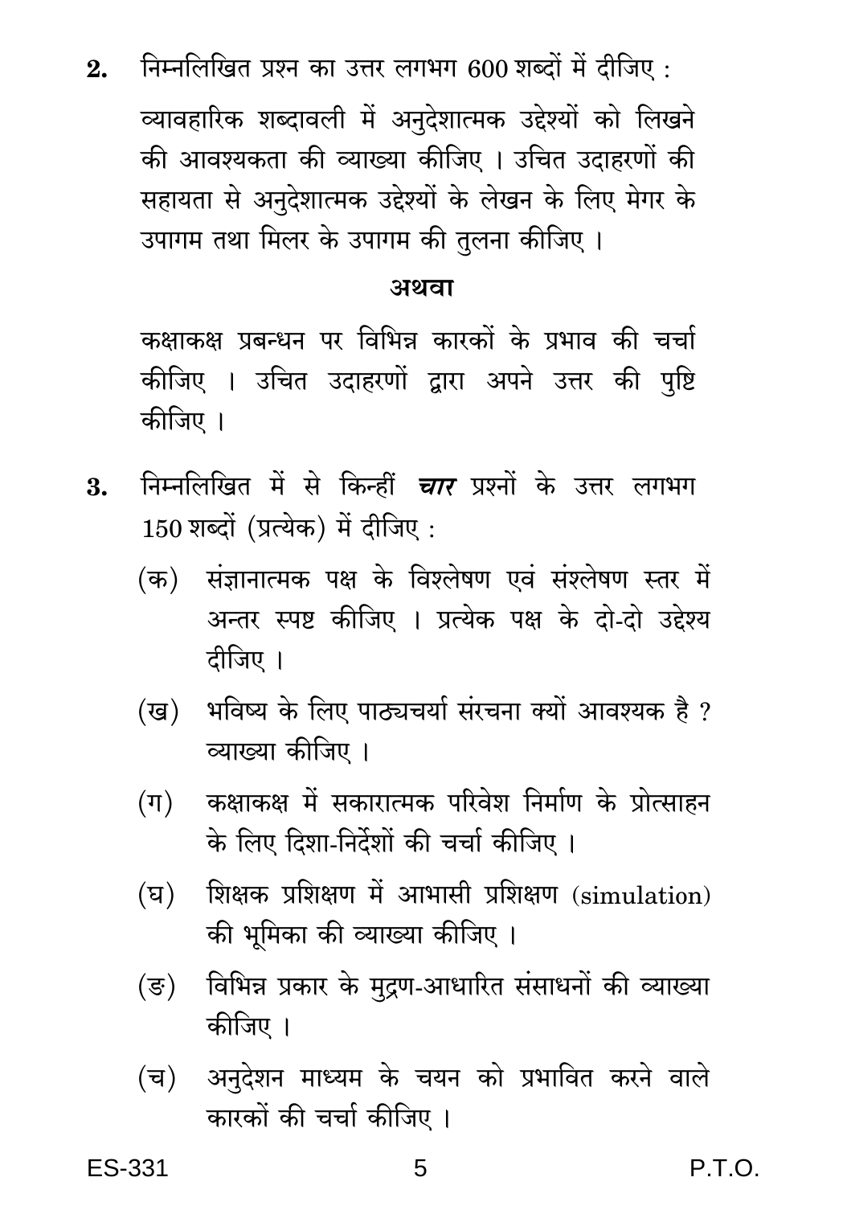**2.** निम्नलिखित प्रश्न का उत्तर लगभग 600 शब्दों में दीजिए :

व्यावहारिक शब्दावली में अनुदेशात्मक उद्देश्यों को लिखने की आवश्यकता की व्याख्या कीजिए । उचित उदाहरणों की सहायता से अनुदेशात्मक उद्देश्यों के लेखन के लिए मेगर के उपागम तथा मिलर के उपागम की तुलना कीजिए ।

**अथवा**

कक्षाकक्ष प्रबन्धन पर विभिन्न कारकों के प्रभाव की चर्चा कीजिए । उचित उदाहरणों द्वारा अपने उत्तर की पुष्टि कीजिए ।

**3.** निम्नलिखित में से किन्हीं ***चार*** प्रश्नों के उत्तर लगभग 150 शब्दों (प्रत्येक) में दीजिए :

(क) संज्ञानात्मक पक्ष के विश्लेषण एवं संश्लेषण स्तर में अन्तर स्पष्ट कीजिए । प्रत्येक पक्ष के दो-दो उद्देश्य दीजिए ।

(ख) भविष्य के लिए पाठ्यचर्या संरचना क्यों आवश्यक है ? व्याख्या कीजिए ।

(ग) कक्षाकक्ष में सकारात्मक परिवेश निर्माण के प्रोत्साहन के लिए दिशा-निर्देशों की चर्चा कीजिए ।

(घ) शिक्षक प्रशिक्षण में आभासी प्रशिक्षण (simulation) की भूमिका की व्याख्या कीजिए ।

(ङ) विभिन्न प्रकार के मुद्रण-आधारित संसाधनों की व्याख्या कीजिए ।

(च) अनुदेशन माध्यम के चयन को प्रभावित करने वाले कारकों की चर्चा कीजिए ।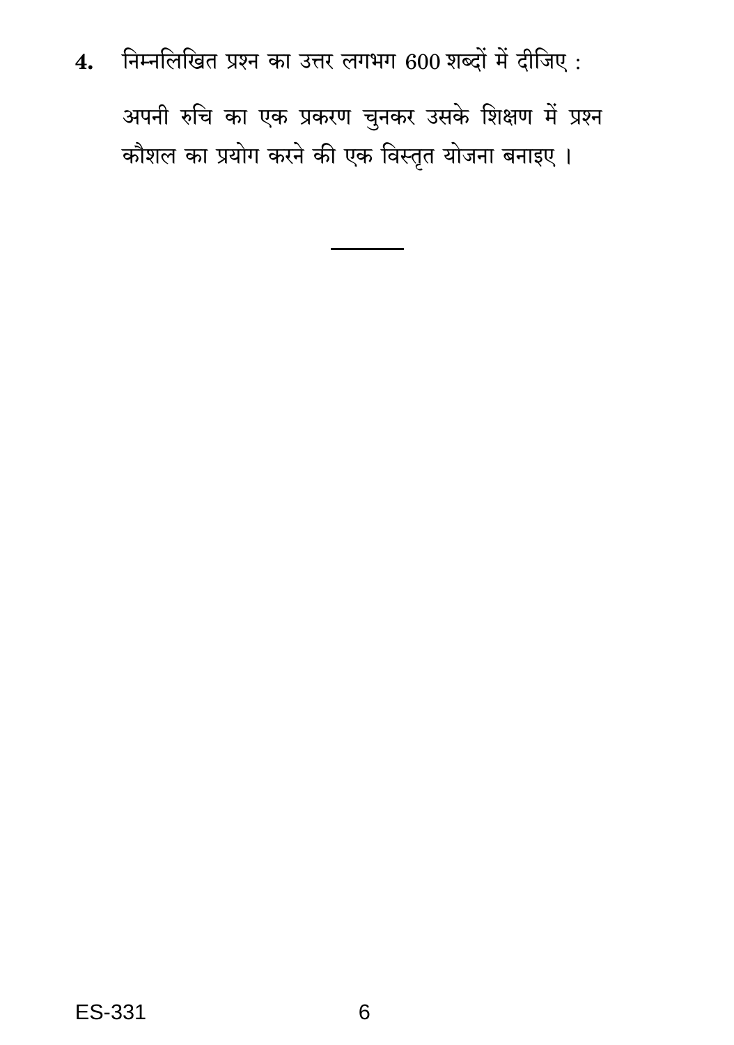**4.** निम्नलिखित प्रश्न का उत्तर लगभग 600 शब्दों में दीजिए :

अपनी रुचि का एक प्रकरण चुनकर उसके शिक्षण में प्रश्न कौशल का प्रयोग करने की एक विस्तृत योजना बनाइए ।